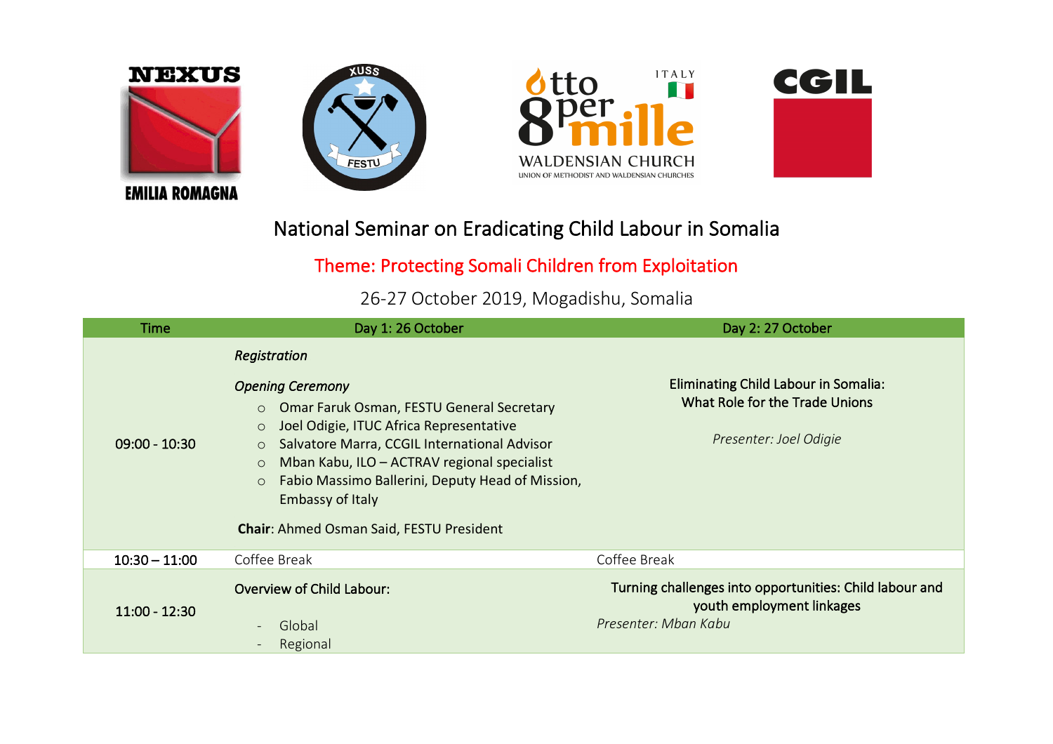NEXUS EMILIA ROMAGNA

XUSS FESTU

Otto per mille ITALY WALDENSIAN CHURCH UNION OF METHODIST AND WALDENSIAN CHURCHES

CGIL

# National Seminar on Eradicating Child Labour in Somalia

## Theme: Protecting Somali Children from Exploitation

26-27 October 2019, Mogadishu, Somalia

| Time | Day 1: 26 October | Day 2: 27 October |
|---|---|---|
| 09:00 - 10:30 | *Registration*<br><br>*Opening Ceremony*<br>○ Omar Faruk Osman, FESTU General Secretary<br>○ Joel Odigie, ITUC Africa Representative<br>○ Salvatore Marra, CCGIL International Advisor<br>○ Mban Kabu, ILO – ACTRAV regional specialist<br>○ Fabio Massimo Ballerini, Deputy Head of Mission, Embassy of Italy<br><br>**Chair**: Ahmed Osman Said, FESTU President | Eliminating Child Labour in Somalia: What Role for the Trade Unions<br><br>*Presenter: Joel Odigie* |
| 10:30 – 11:00 | Coffee Break | Coffee Break |
| 11:00 - 12:30 | Overview of Child Labour:<br><br>- Global<br>- Regional | Turning challenges into opportunities: Child labour and youth employment linkages<br>*Presenter: Mban Kabu* |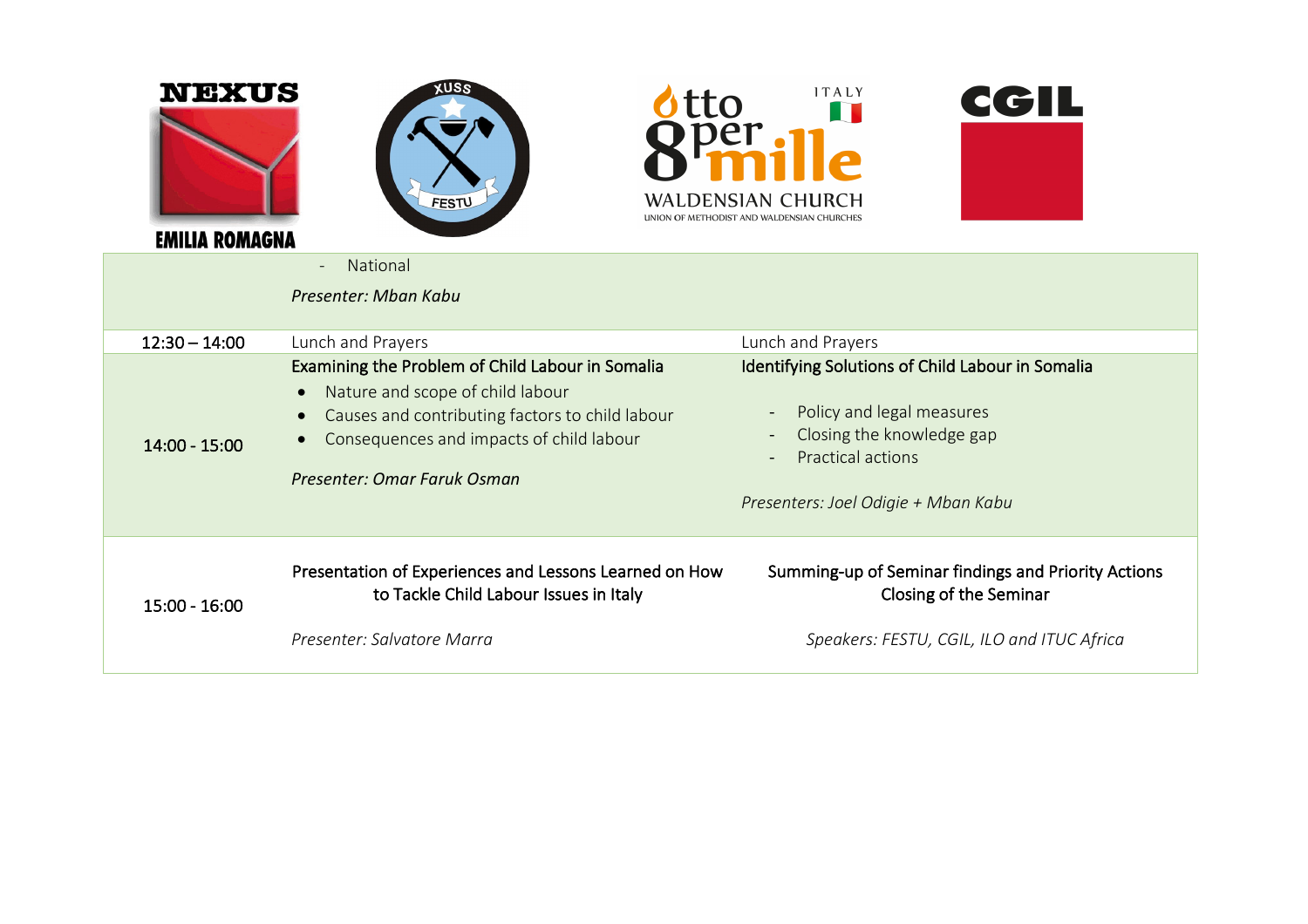NEXUS EMILIA ROMAGNA

XUSS FESTU

Otto per mille ITALY WALDENSIAN CHURCH UNION OF METHODIST AND WALDENSIAN CHURCHES

CGIL

| | | |
|---|---|---|
| | - National<br><br>*Presenter: Mban Kabu* | |
| 12:30 – 14:00 | Lunch and Prayers | Lunch and Prayers |
| 14:00 - 15:00 | Examining the Problem of Child Labour in Somalia<br>• Nature and scope of child labour<br>• Causes and contributing factors to child labour<br>• Consequences and impacts of child labour<br><br>*Presenter: Omar Faruk Osman* | Identifying Solutions of Child Labour in Somalia<br>- Policy and legal measures<br>- Closing the knowledge gap<br>- Practical actions<br><br>*Presenters: Joel Odigie + Mban Kabu* |
| 15:00 - 16:00 | Presentation of Experiences and Lessons Learned on How to Tackle Child Labour Issues in Italy<br><br>*Presenter: Salvatore Marra* | Summing-up of Seminar findings and Priority Actions<br>Closing of the Seminar<br><br>*Speakers: FESTU, CGIL, ILO and ITUC Africa* |